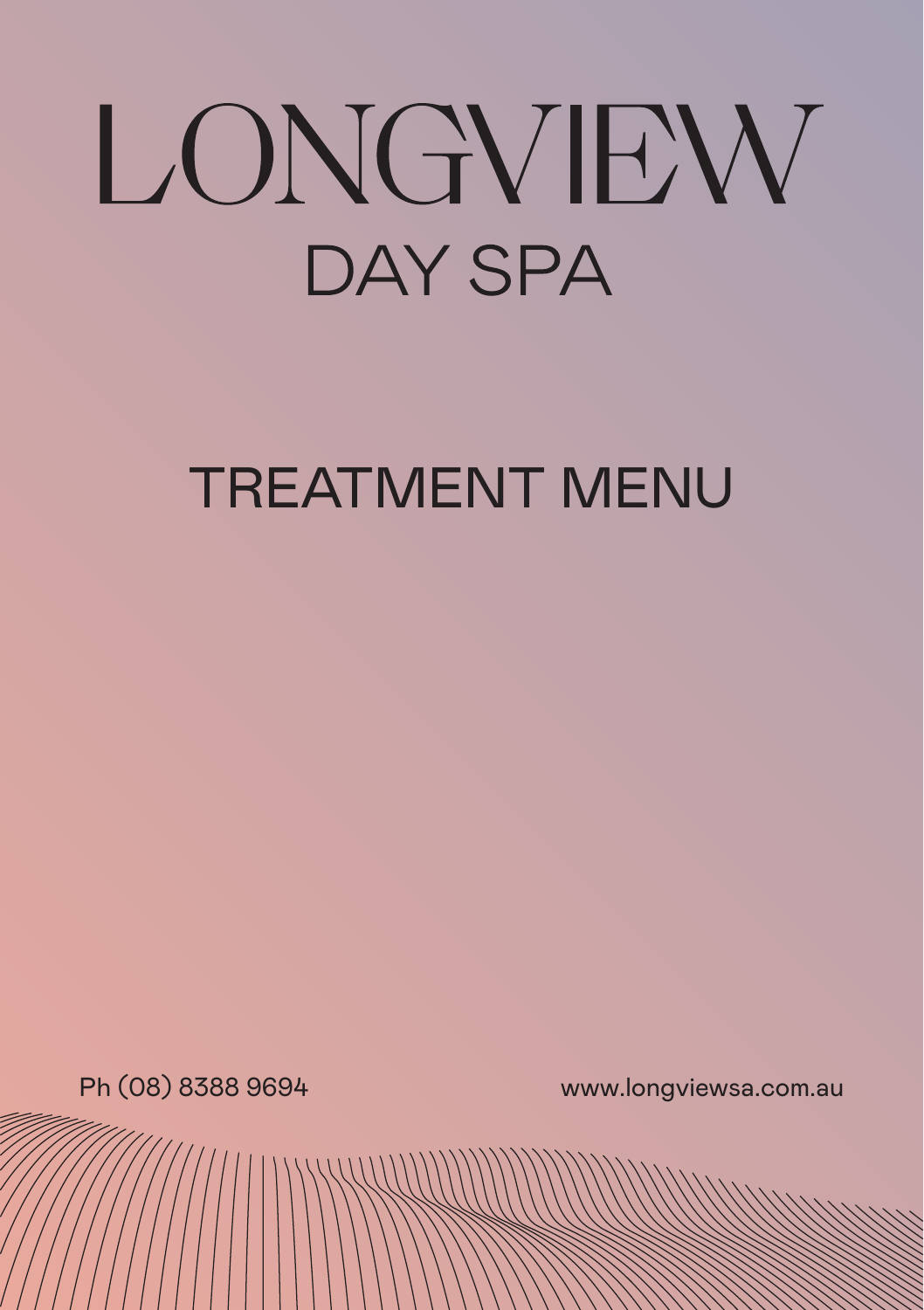# LONGVIEW

## DAY SPA

## TREATMENT MENU

Ph (08) 8388 9694

www.longviewsa.com.au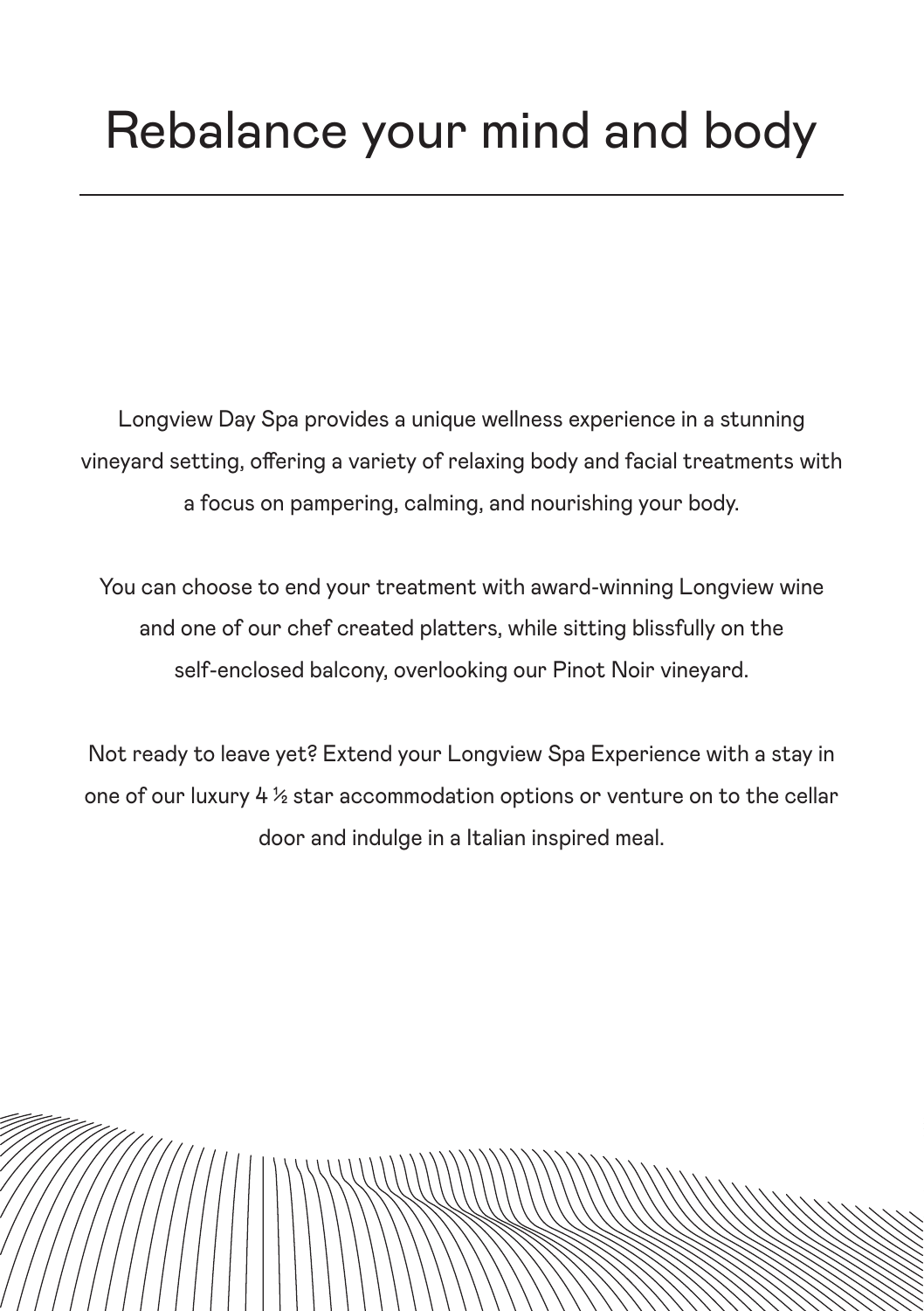# Rebalance your mind and body

Longview Day Spa provides a unique wellness experience in a stunning vineyard setting, offering a variety of relaxing body and facial treatments with a focus on pampering, calming, and nourishing your body.

You can choose to end your treatment with award-winning Longview wine and one of our chef created platters, while sitting blissfully on the self-enclosed balcony, overlooking our Pinot Noir vineyard.

Not ready to leave yet? Extend your Longview Spa Experience with a stay in one of our luxury 4 ½ star accommodation options or venture on to the cellar door and indulge in a Italian inspired meal.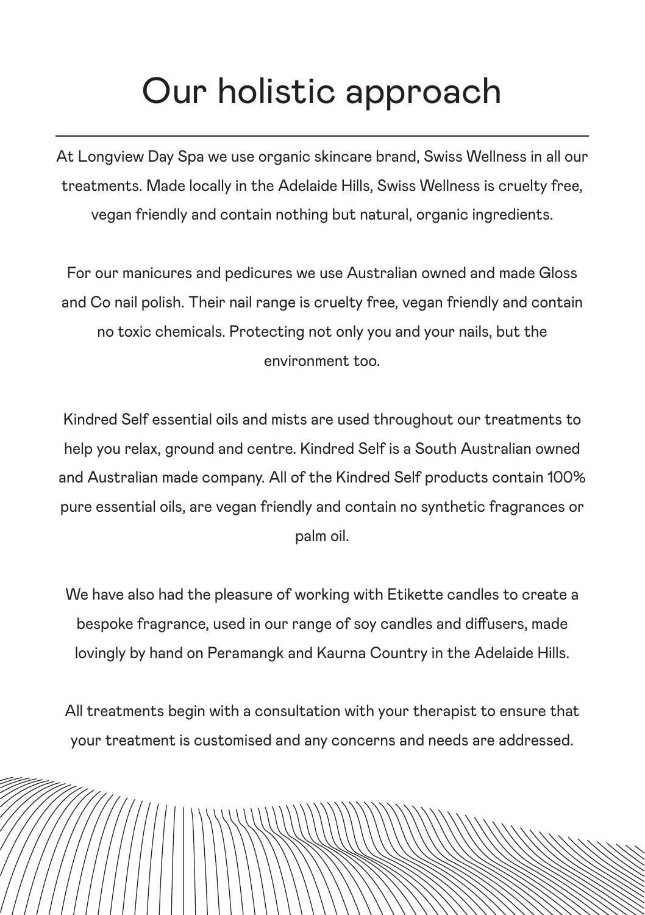# Our holistic approach

At Longview Day Spa we use organic skincare brand, Swiss Wellness in all our treatments. Made locally in the Adelaide Hills, Swiss Wellness is cruelty free, vegan friendly and contain nothing but natural, organic ingredients.

For our manicures and pedicures we use Australian owned and made Gloss and Co nail polish. Their nail range is cruelty free, vegan friendly and contain no toxic chemicals. Protecting not only you and your nails, but the environment too.

Kindred Self essential oils and mists are used throughout our treatments to help you relax, ground and centre. Kindred Self is a South Australian owned and Australian made company. All of the Kindred Self products contain 100% pure essential oils, are vegan friendly and contain no synthetic fragrances or palm oil.

We have also had the pleasure of working with Etikette candles to create a bespoke fragrance, used in our range of soy candles and diffusers, made lovingly by hand on Peramangk and Kaurna Country in the Adelaide Hills.

All treatments begin with a consultation with your therapist to ensure that your treatment is customised and any concerns and needs are addressed.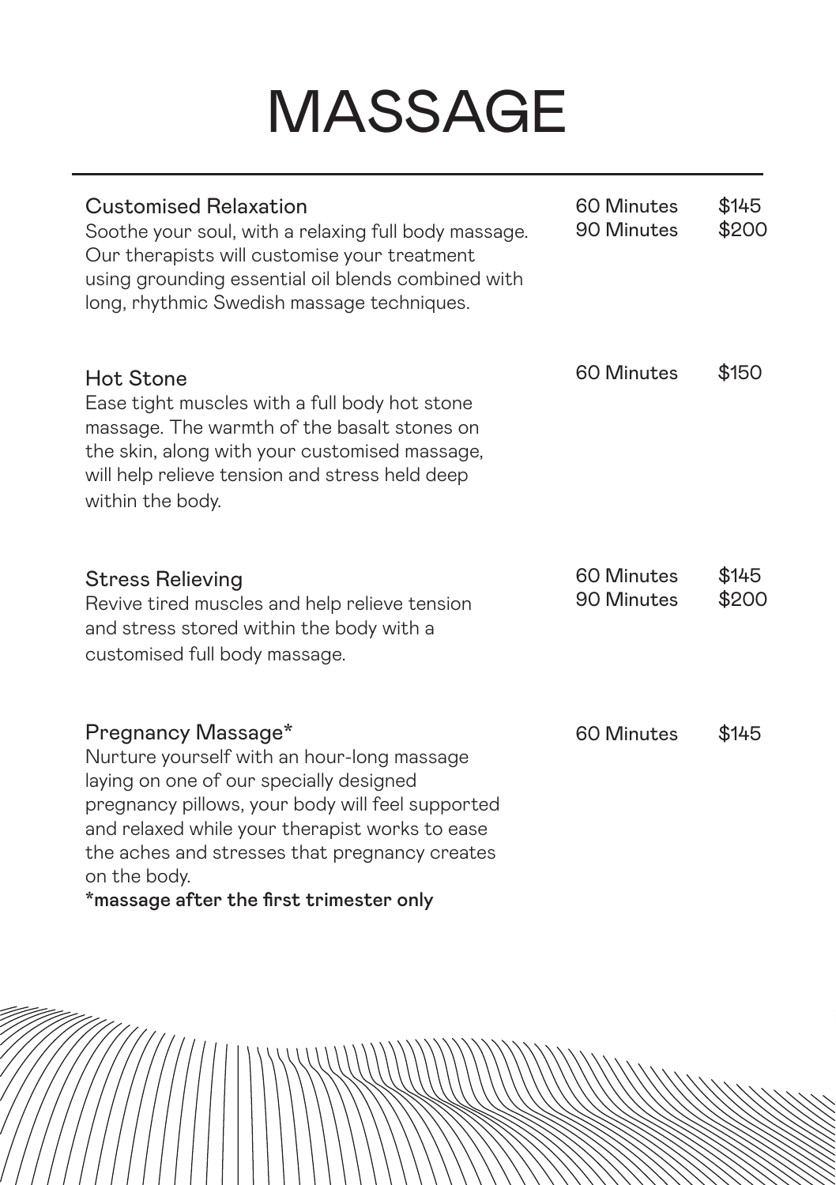# MASSAGE

---

### Customised Relaxation

Soothe your soul, with a relaxing full body massage. Our therapists will customise your treatment using grounding essential oil blends combined with long, rhythmic Swedish massage techniques.

| Duration | Price |
|---|---|
| 60 Minutes | $145 |
| 90 Minutes | $200 |

### Hot Stone

Ease tight muscles with a full body hot stone massage. The warmth of the basalt stones on the skin, along with your customised massage, will help relieve tension and stress held deep within the body.

| Duration | Price |
|---|---|
| 60 Minutes | $150 |

### Stress Relieving

Revive tired muscles and help relieve tension and stress stored within the body with a customised full body massage.

| Duration | Price |
|---|---|
| 60 Minutes | $145 |
| 90 Minutes | $200 |

### Pregnancy Massage*

Nurture yourself with an hour-long massage laying on one of our specially designed pregnancy pillows, your body will feel supported and relaxed while your therapist works to ease the aches and stresses that pregnancy creates on the body.

**\*massage after the first trimester only**

| Duration | Price |
|---|---|
| 60 Minutes | $145 |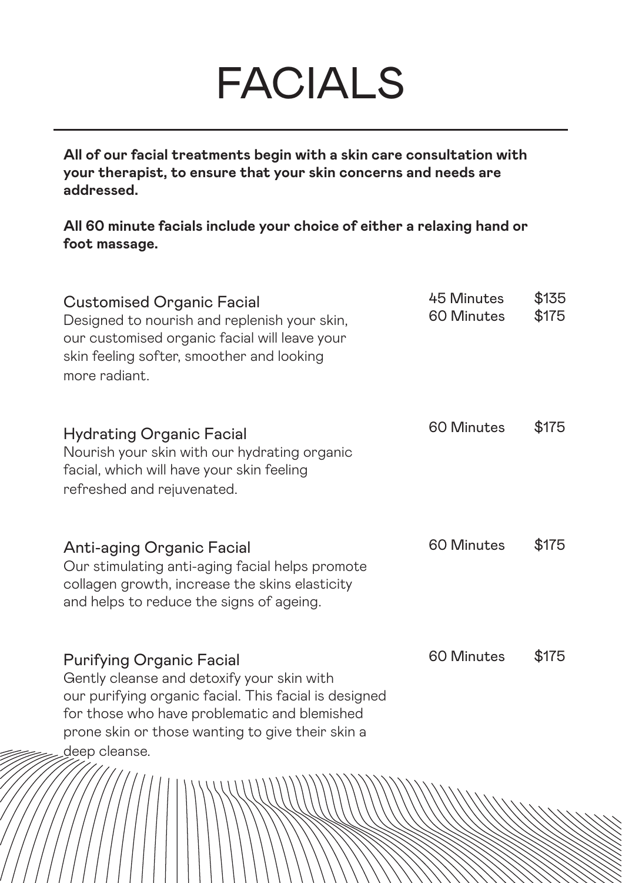# FACIALS

**All of our facial treatments begin with a skin care consultation with your therapist, to ensure that your skin concerns and needs are addressed.**

**All 60 minute facials include your choice of either a relaxing hand or foot massage.**

## Customised Organic Facial

45 Minutes $135
60 Minutes $175

Designed to nourish and replenish your skin, our customised organic facial will leave your skin feeling softer, smoother and looking more radiant.

## Hydrating Organic Facial

60 Minutes $175

Nourish your skin with our hydrating organic facial, which will have your skin feeling refreshed and rejuvenated.

## Anti-aging Organic Facial

60 Minutes $175

Our stimulating anti-aging facial helps promote collagen growth, increase the skins elasticity and helps to reduce the signs of ageing.

## Purifying Organic Facial

60 Minutes $175

Gently cleanse and detoxify your skin with our purifying organic facial. This facial is designed for those who have problematic and blemished prone skin or those wanting to give their skin a deep cleanse.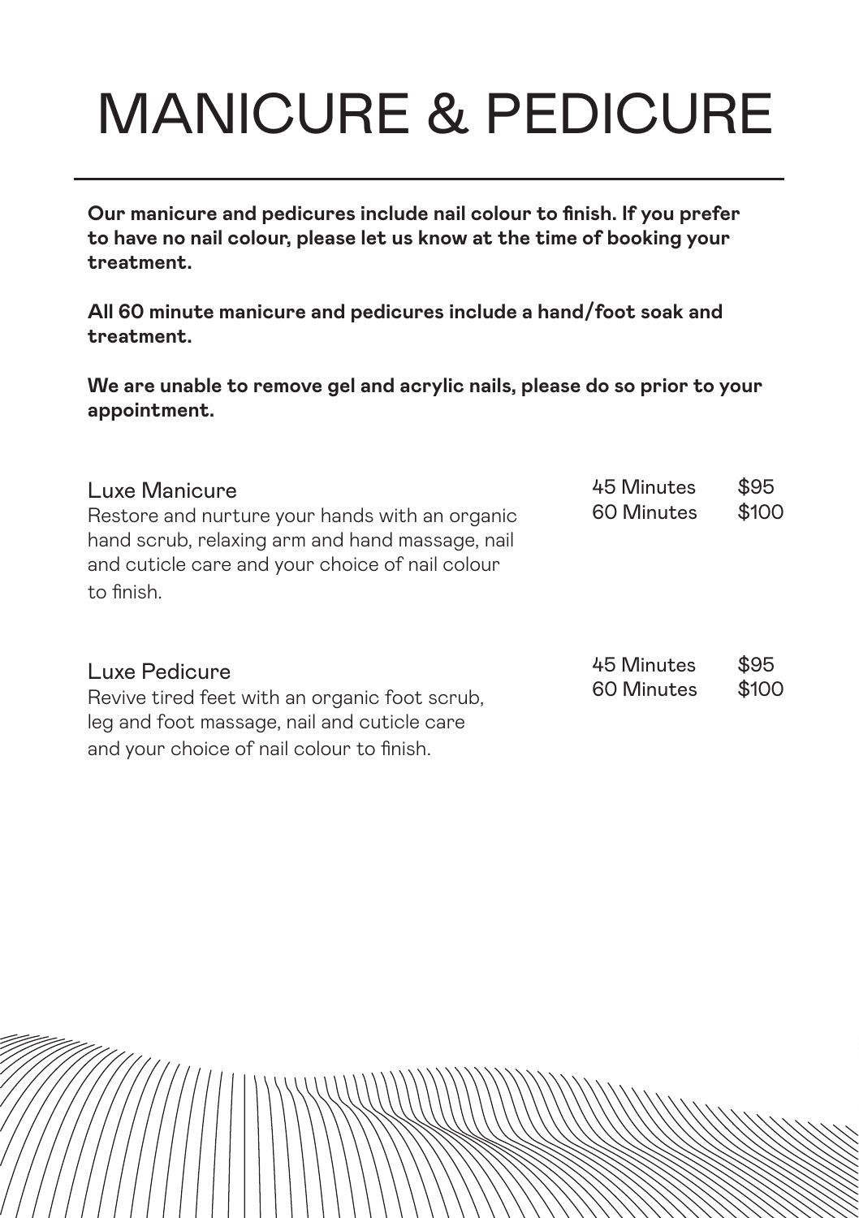# MANICURE & PEDICURE

**Our manicure and pedicures include nail colour to finish. If you prefer to have no nail colour, please let us know at the time of booking your treatment.**

**All 60 minute manicure and pedicures include a hand/foot soak and treatment.**

**We are unable to remove gel and acrylic nails, please do so prior to your appointment.**

## Luxe Manicure

Restore and nurture your hands with an organic hand scrub, relaxing arm and hand massage, nail and cuticle care and your choice of nail colour to finish.

| Duration | Price |
|---|---|
| 45 Minutes | $95 |
| 60 Minutes | $100 |

## Luxe Pedicure

Revive tired feet with an organic foot scrub, leg and foot massage, nail and cuticle care and your choice of nail colour to finish.

| Duration | Price |
|---|---|
| 45 Minutes | $95 |
| 60 Minutes | $100 |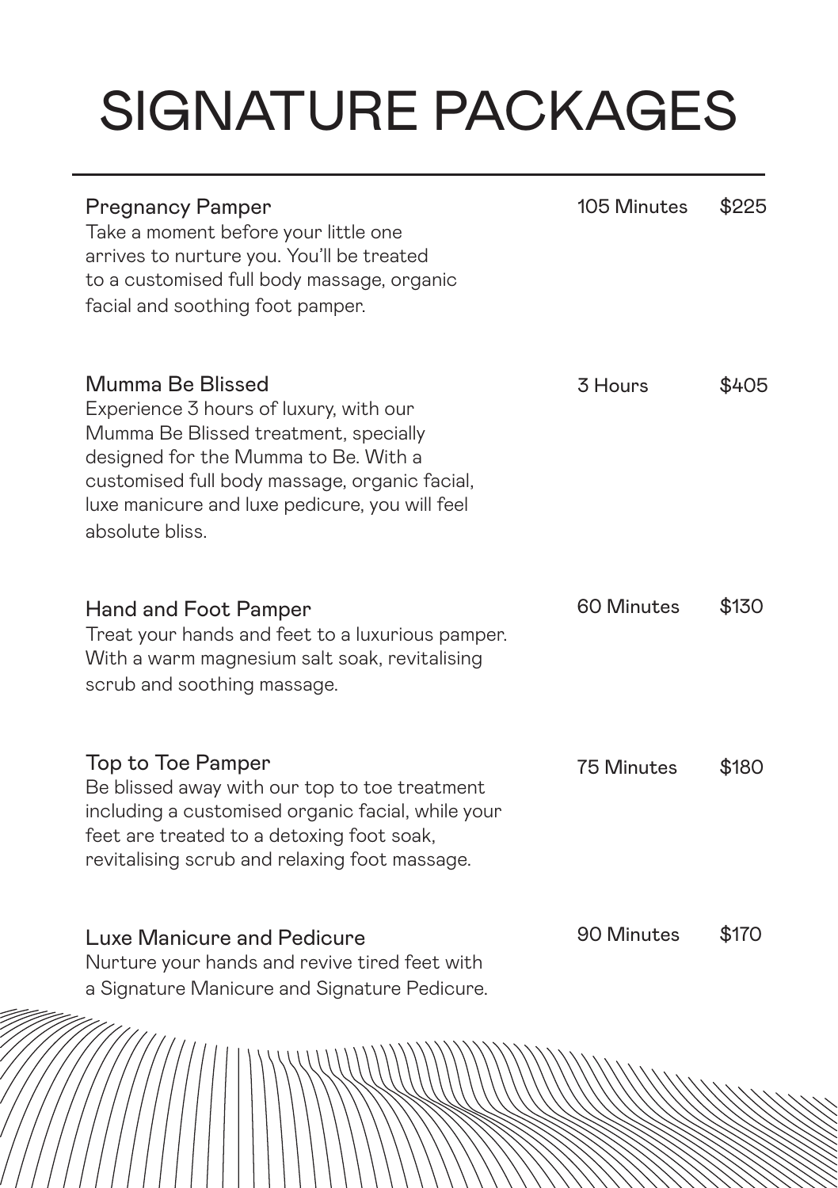# SIGNATURE PACKAGES

| | Duration | Price |
|---|---|---|
| **Pregnancy Pamper**<br>Take a moment before your little one arrives to nurture you. You'll be treated to a customised full body massage, organic facial and soothing foot pamper. | 105 Minutes | $225 |
| **Mumma Be Blissed**<br>Experience 3 hours of luxury, with our Mumma Be Blissed treatment, specially designed for the Mumma to Be. With a customised full body massage, organic facial, luxe manicure and luxe pedicure, you will feel absolute bliss. | 3 Hours | $405 |
| **Hand and Foot Pamper**<br>Treat your hands and feet to a luxurious pamper. With a warm magnesium salt soak, revitalising scrub and soothing massage. | 60 Minutes | $130 |
| **Top to Toe Pamper**<br>Be blissed away with our top to toe treatment including a customised organic facial, while your feet are treated to a detoxing foot soak, revitalising scrub and relaxing foot massage. | 75 Minutes | $180 |
| **Luxe Manicure and Pedicure**<br>Nurture your hands and revive tired feet with a Signature Manicure and Signature Pedicure. | 90 Minutes | $170 |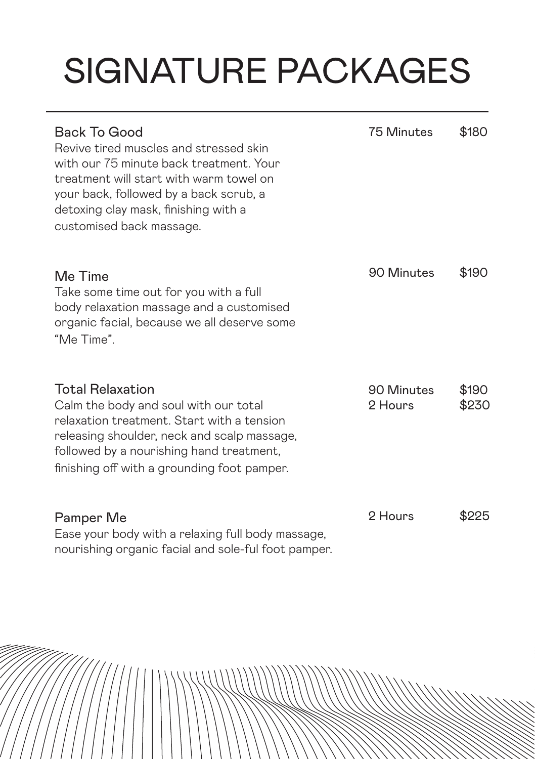# SIGNATURE PACKAGES

| Package | Duration | Price |
| --- | --- | --- |
| **Back To Good**<br>Revive tired muscles and stressed skin with our 75 minute back treatment. Your treatment will start with warm towel on your back, followed by a back scrub, a detoxing clay mask, finishing with a customised back massage. | 75 Minutes | $180 |
| **Me Time**<br>Take some time out for you with a full body relaxation massage and a customised organic facial, because we all deserve some "Me Time". | 90 Minutes | $190 |
| **Total Relaxation**<br>Calm the body and soul with our total relaxation treatment. Start with a tension releasing shoulder, neck and scalp massage, followed by a nourishing hand treatment, finishing off with a grounding foot pamper. | 90 Minutes<br>2 Hours | $190<br>$230 |
| **Pamper Me**<br>Ease your body with a relaxing full body massage, nourishing organic facial and sole-ful foot pamper. | 2 Hours | $225 |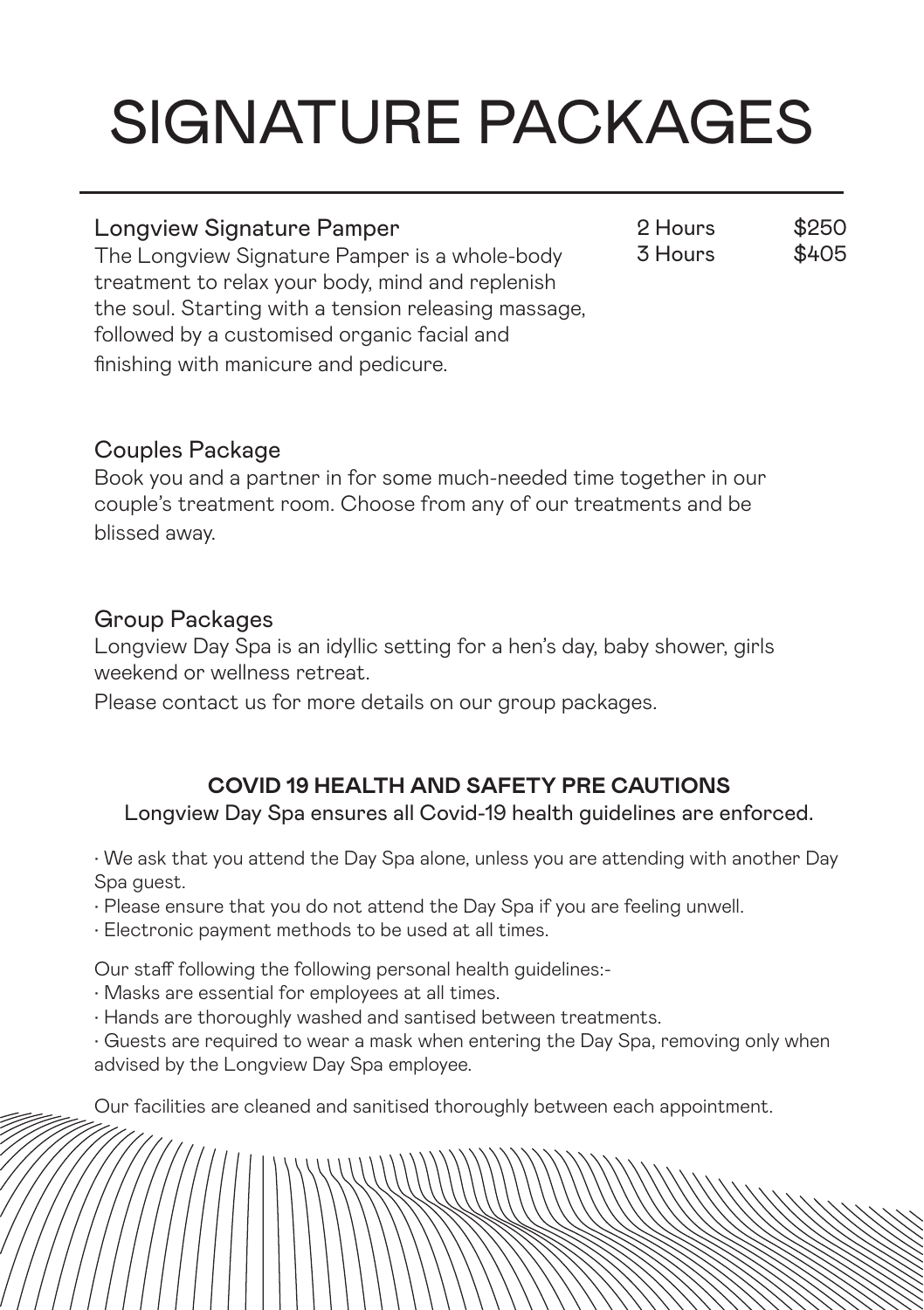# SIGNATURE PACKAGES

## Longview Signature Pamper

| | |
|---|---|
| 2 Hours | $250 |
| 3 Hours | $405 |

The Longview Signature Pamper is a whole-body treatment to relax your body, mind and replenish the soul. Starting with a tension releasing massage, followed by a customised organic facial and finishing with manicure and pedicure.

## Couples Package

Book you and a partner in for some much-needed time together in our couple's treatment room. Choose from any of our treatments and be blissed away.

## Group Packages

Longview Day Spa is an idyllic setting for a hen's day, baby shower, girls weekend or wellness retreat.

Please contact us for more details on our group packages.

### COVID 19 HEALTH AND SAFETY PRE CAUTIONS

Longview Day Spa ensures all Covid-19 health guidelines are enforced.

- We ask that you attend the Day Spa alone, unless you are attending with another Day Spa guest.
- Please ensure that you do not attend the Day Spa if you are feeling unwell.
- Electronic payment methods to be used at all times.

Our staff following the following personal health guidelines:-

- Masks are essential for employees at all times.
- Hands are thoroughly washed and santised between treatments.
- Guests are required to wear a mask when entering the Day Spa, removing only when advised by the Longview Day Spa employee.

Our facilities are cleaned and sanitised thoroughly between each appointment.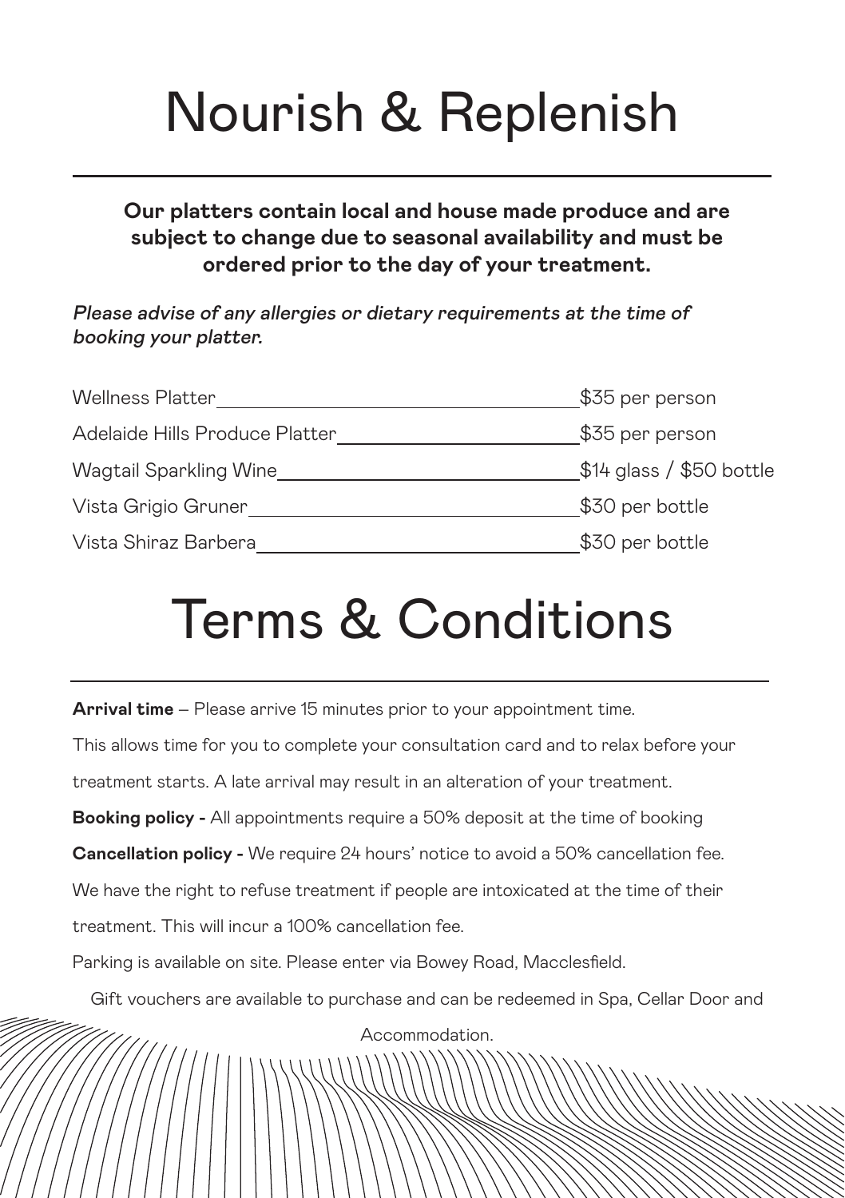# Nourish & Replenish

**Our platters contain local and house made produce and are subject to change due to seasonal availability and must be ordered prior to the day of your treatment.**

*Please advise of any allergies or dietary requirements at the time of booking your platter.*

| | |
|---|---|
| Wellness Platter | $35 per person |
| Adelaide Hills Produce Platter | $35 per person |
| Wagtail Sparkling Wine | $14 glass / $50 bottle |
| Vista Grigio Gruner | $30 per bottle |
| Vista Shiraz Barbera | $30 per bottle |

# Terms & Conditions

**Arrival time** – Please arrive 15 minutes prior to your appointment time.

This allows time for you to complete your consultation card and to relax before your treatment starts. A late arrival may result in an alteration of your treatment.

**Booking policy -** All appointments require a 50% deposit at the time of booking

**Cancellation policy -** We require 24 hours' notice to avoid a 50% cancellation fee.

We have the right to refuse treatment if people are intoxicated at the time of their treatment. This will incur a 100% cancellation fee.

Parking is available on site. Please enter via Bowey Road, Macclesfield.

Gift vouchers are available to purchase and can be redeemed in Spa, Cellar Door and Accommodation.